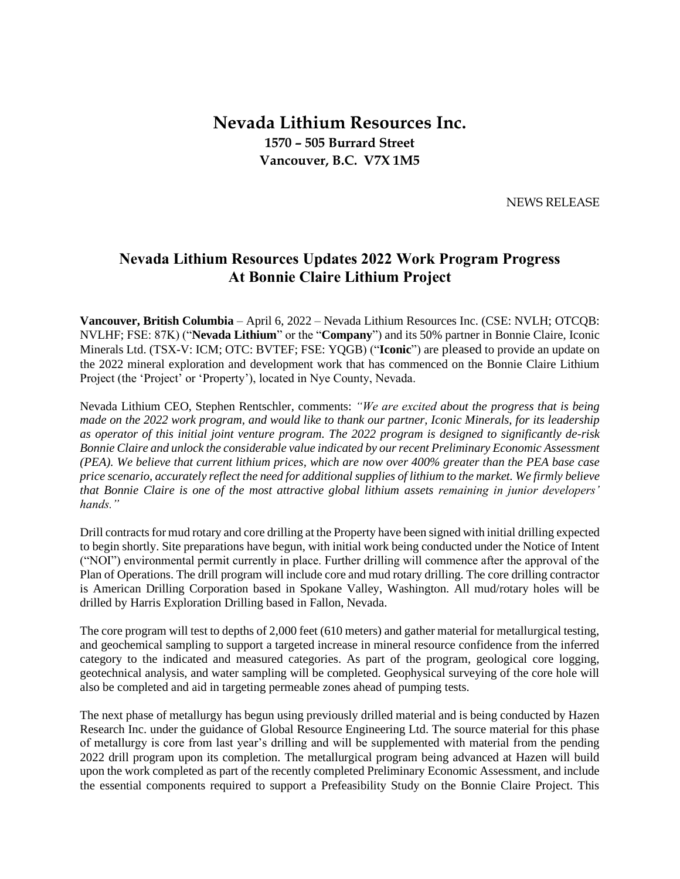# Nevada Lithium Resources Inc.

**1570 – 505 Burrard Street**
**Vancouver, B.C. V7X 1M5**

NEWS RELEASE

## Nevada Lithium Resources Updates 2022 Work Program Progress At Bonnie Claire Lithium Project

**Vancouver, British Columbia** – April 6, 2022 – Nevada Lithium Resources Inc. (CSE: NVLH; OTCQB: NVLHF; FSE: 87K) ("**Nevada Lithium**" or the "**Company**") and its 50% partner in Bonnie Claire, Iconic Minerals Ltd. (TSX-V: ICM; OTC: BVTEF; FSE: YQGB) ("**Iconic**") are pleased to provide an update on the 2022 mineral exploration and development work that has commenced on the Bonnie Claire Lithium Project (the 'Project' or 'Property'), located in Nye County, Nevada.

Nevada Lithium CEO, Stephen Rentschler, comments: *"We are excited about the progress that is being made on the 2022 work program, and would like to thank our partner, Iconic Minerals, for its leadership as operator of this initial joint venture program. The 2022 program is designed to significantly de-risk Bonnie Claire and unlock the considerable value indicated by our recent Preliminary Economic Assessment (PEA). We believe that current lithium prices, which are now over 400% greater than the PEA base case price scenario, accurately reflect the need for additional supplies of lithium to the market. We firmly believe that Bonnie Claire is one of the most attractive global lithium assets remaining in junior developers' hands."*

Drill contracts for mud rotary and core drilling at the Property have been signed with initial drilling expected to begin shortly. Site preparations have begun, with initial work being conducted under the Notice of Intent ("NOI") environmental permit currently in place. Further drilling will commence after the approval of the Plan of Operations. The drill program will include core and mud rotary drilling. The core drilling contractor is American Drilling Corporation based in Spokane Valley, Washington. All mud/rotary holes will be drilled by Harris Exploration Drilling based in Fallon, Nevada.

The core program will test to depths of 2,000 feet (610 meters) and gather material for metallurgical testing, and geochemical sampling to support a targeted increase in mineral resource confidence from the inferred category to the indicated and measured categories. As part of the program, geological core logging, geotechnical analysis, and water sampling will be completed. Geophysical surveying of the core hole will also be completed and aid in targeting permeable zones ahead of pumping tests.

The next phase of metallurgy has begun using previously drilled material and is being conducted by Hazen Research Inc. under the guidance of Global Resource Engineering Ltd. The source material for this phase of metallurgy is core from last year's drilling and will be supplemented with material from the pending 2022 drill program upon its completion. The metallurgical program being advanced at Hazen will build upon the work completed as part of the recently completed Preliminary Economic Assessment, and include the essential components required to support a Prefeasibility Study on the Bonnie Claire Project. This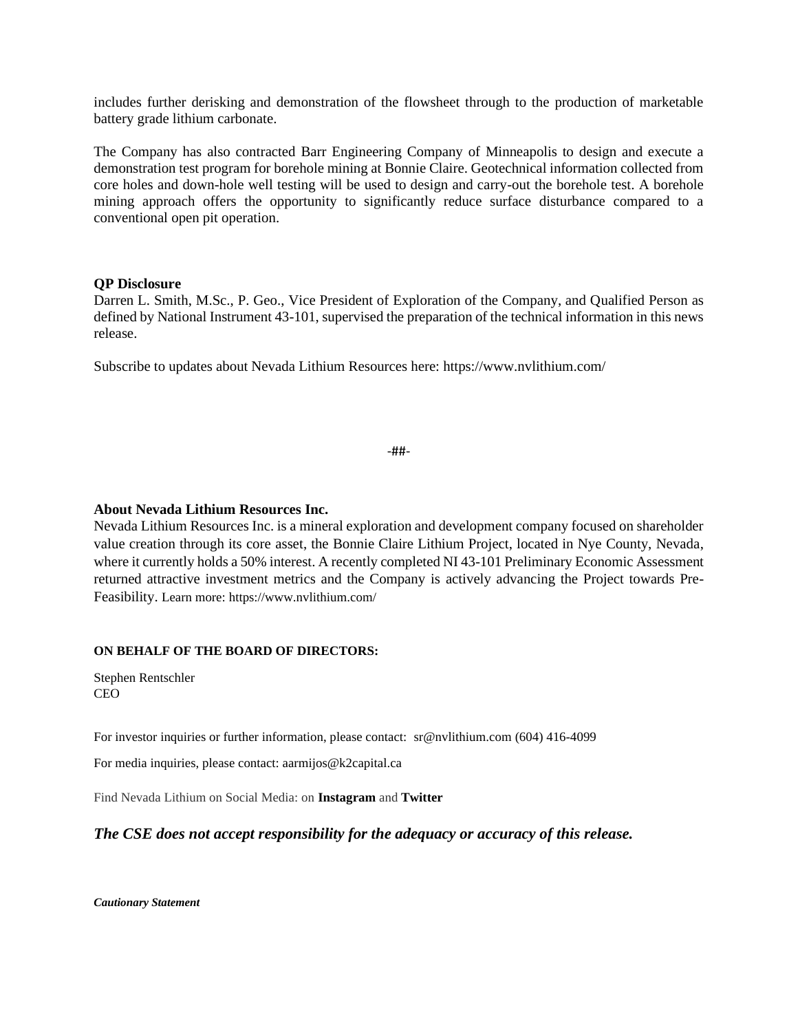includes further derisking and demonstration of the flowsheet through to the production of marketable battery grade lithium carbonate.

The Company has also contracted Barr Engineering Company of Minneapolis to design and execute a demonstration test program for borehole mining at Bonnie Claire. Geotechnical information collected from core holes and down-hole well testing will be used to design and carry-out the borehole test. A borehole mining approach offers the opportunity to significantly reduce surface disturbance compared to a conventional open pit operation.

**QP Disclosure**

Darren L. Smith, M.Sc., P. Geo., Vice President of Exploration of the Company, and Qualified Person as defined by National Instrument 43-101, supervised the preparation of the technical information in this news release.

Subscribe to updates about Nevada Lithium Resources here: https://www.nvlithium.com/

-##-

**About Nevada Lithium Resources Inc.**

Nevada Lithium Resources Inc. is a mineral exploration and development company focused on shareholder value creation through its core asset, the Bonnie Claire Lithium Project, located in Nye County, Nevada, where it currently holds a 50% interest. A recently completed NI 43-101 Preliminary Economic Assessment returned attractive investment metrics and the Company is actively advancing the Project towards Pre-Feasibility. Learn more: https://www.nvlithium.com/

**ON BEHALF OF THE BOARD OF DIRECTORS:**

Stephen Rentschler
CEO

For investor inquiries or further information, please contact: sr@nvlithium.com (604) 416-4099

For media inquiries, please contact: aarmijos@k2capital.ca

Find Nevada Lithium on Social Media: on **Instagram** and **Twitter**

***The CSE does not accept responsibility for the adequacy or accuracy of this release.***

***Cautionary Statement***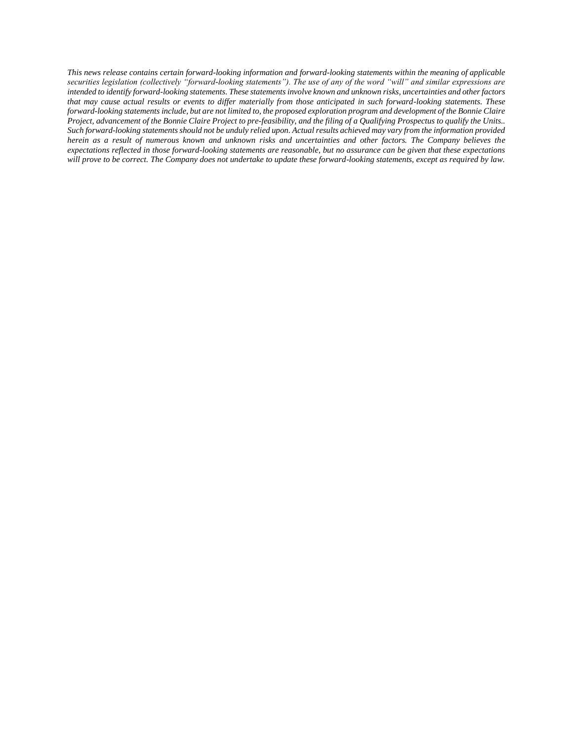*This news release contains certain forward-looking information and forward-looking statements within the meaning of applicable securities legislation (collectively "forward-looking statements"). The use of any of the word "will" and similar expressions are intended to identify forward-looking statements. These statements involve known and unknown risks, uncertainties and other factors that may cause actual results or events to differ materially from those anticipated in such forward-looking statements. These forward-looking statements include, but are not limited to, the proposed exploration program and development of the Bonnie Claire Project, advancement of the Bonnie Claire Project to pre-feasibility, and the filing of a Qualifying Prospectus to qualify the Units.. Such forward-looking statements should not be unduly relied upon. Actual results achieved may vary from the information provided herein as a result of numerous known and unknown risks and uncertainties and other factors. The Company believes the expectations reflected in those forward-looking statements are reasonable, but no assurance can be given that these expectations will prove to be correct. The Company does not undertake to update these forward-looking statements, except as required by law.*